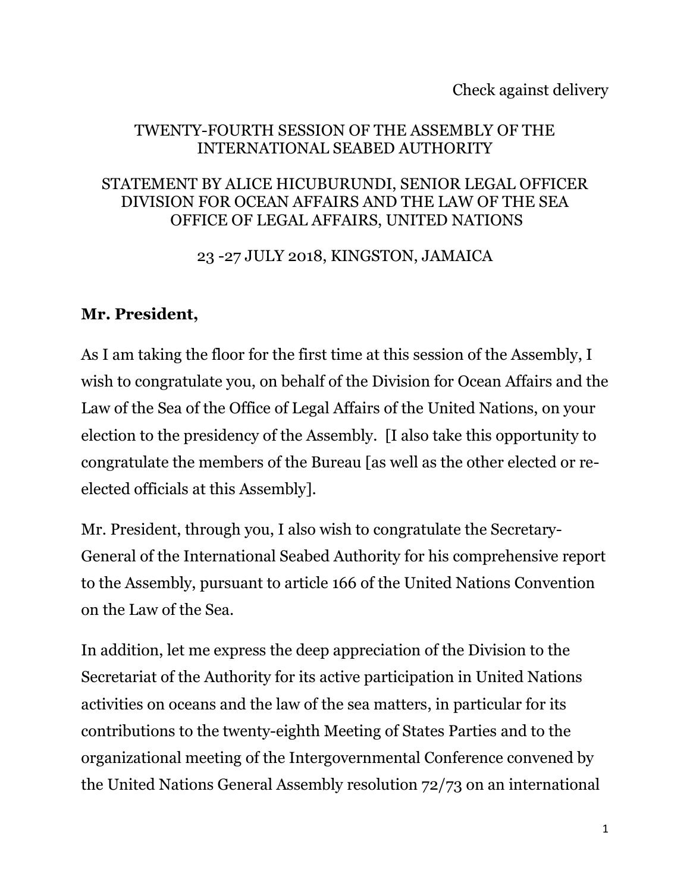Check against delivery

TWENTY-FOURTH SESSION OF THE ASSEMBLY OF THE INTERNATIONAL SEABED AUTHORITY

STATEMENT BY ALICE HICUBURUNDI, SENIOR LEGAL OFFICER
DIVISION FOR OCEAN AFFAIRS AND THE LAW OF THE SEA
OFFICE OF LEGAL AFFAIRS, UNITED NATIONS

23 -27 JULY 2018, KINGSTON, JAMAICA

**Mr. President,**

As I am taking the floor for the first time at this session of the Assembly, I wish to congratulate you, on behalf of the Division for Ocean Affairs and the Law of the Sea of the Office of Legal Affairs of the United Nations, on your election to the presidency of the Assembly. [I also take this opportunity to congratulate the members of the Bureau [as well as the other elected or re-elected officials at this Assembly].

Mr. President, through you, I also wish to congratulate the Secretary-General of the International Seabed Authority for his comprehensive report to the Assembly, pursuant to article 166 of the United Nations Convention on the Law of the Sea.

In addition, let me express the deep appreciation of the Division to the Secretariat of the Authority for its active participation in United Nations activities on oceans and the law of the sea matters, in particular for its contributions to the twenty-eighth Meeting of States Parties and to the organizational meeting of the Intergovernmental Conference convened by the United Nations General Assembly resolution 72/73 on an international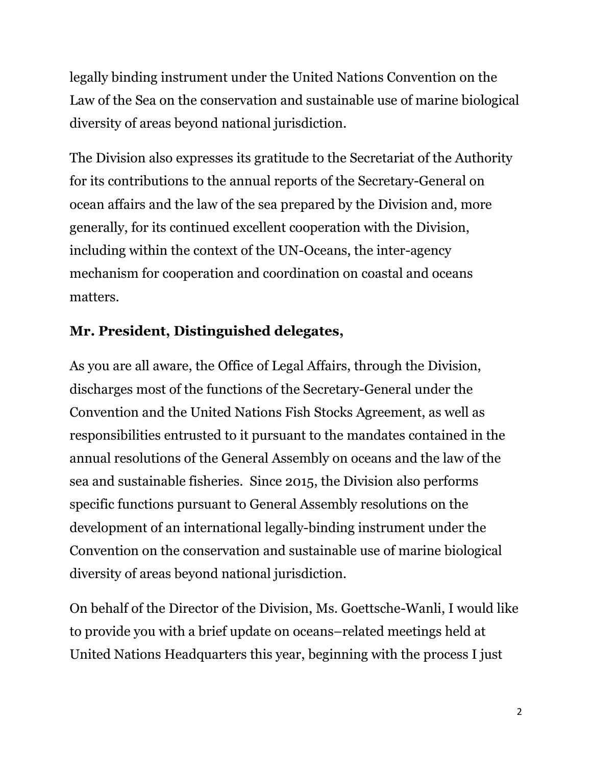legally binding instrument under the United Nations Convention on the Law of the Sea on the conservation and sustainable use of marine biological diversity of areas beyond national jurisdiction.

The Division also expresses its gratitude to the Secretariat of the Authority for its contributions to the annual reports of the Secretary-General on ocean affairs and the law of the sea prepared by the Division and, more generally, for its continued excellent cooperation with the Division, including within the context of the UN-Oceans, the inter-agency mechanism for cooperation and coordination on coastal and oceans matters.

**Mr. President, Distinguished delegates,**

As you are all aware, the Office of Legal Affairs, through the Division, discharges most of the functions of the Secretary-General under the Convention and the United Nations Fish Stocks Agreement, as well as responsibilities entrusted to it pursuant to the mandates contained in the annual resolutions of the General Assembly on oceans and the law of the sea and sustainable fisheries. Since 2015, the Division also performs specific functions pursuant to General Assembly resolutions on the development of an international legally-binding instrument under the Convention on the conservation and sustainable use of marine biological diversity of areas beyond national jurisdiction.

On behalf of the Director of the Division, Ms. Goettsche-Wanli, I would like to provide you with a brief update on oceans–related meetings held at United Nations Headquarters this year, beginning with the process I just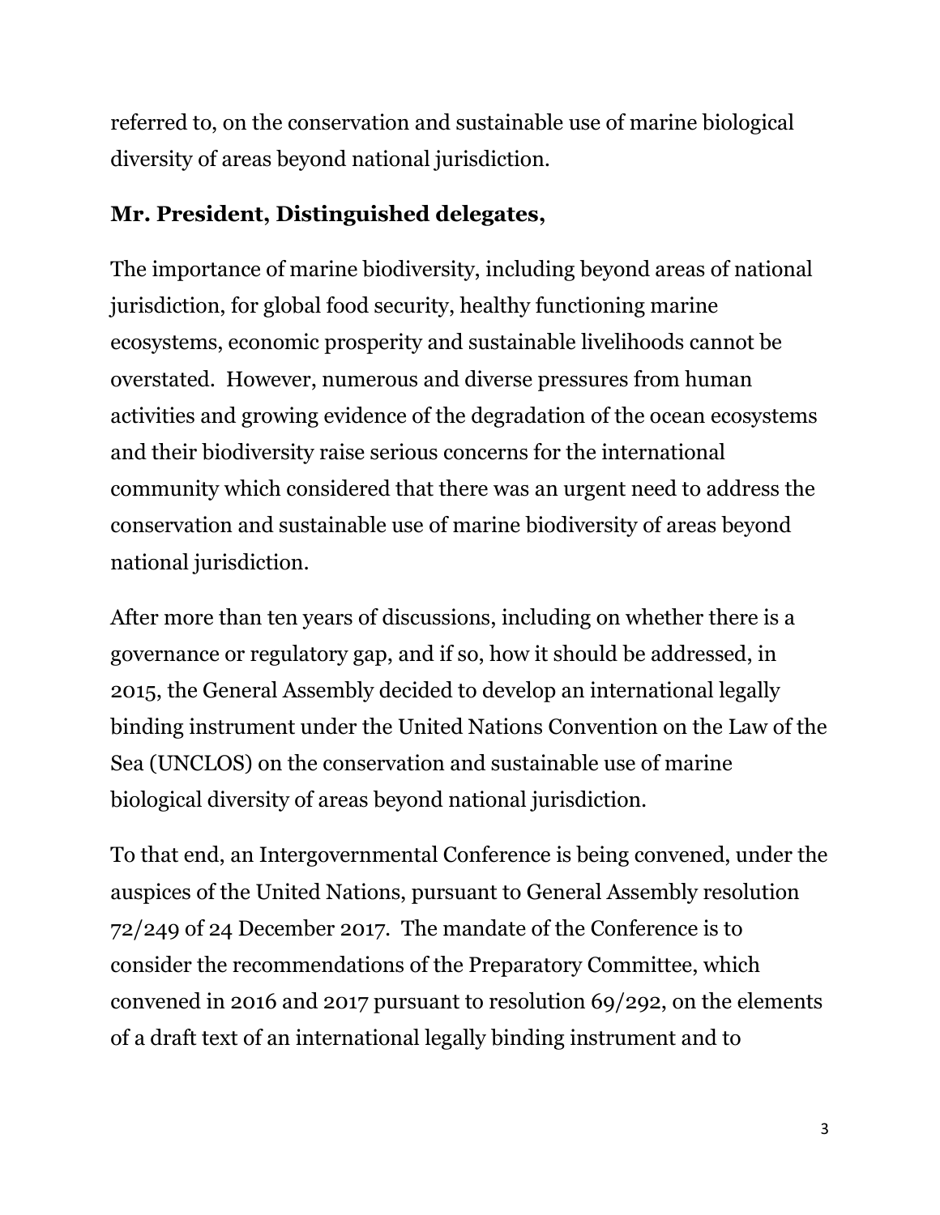referred to, on the conservation and sustainable use of marine biological diversity of areas beyond national jurisdiction.

**Mr. President, Distinguished delegates,**

The importance of marine biodiversity, including beyond areas of national jurisdiction, for global food security, healthy functioning marine ecosystems, economic prosperity and sustainable livelihoods cannot be overstated. However, numerous and diverse pressures from human activities and growing evidence of the degradation of the ocean ecosystems and their biodiversity raise serious concerns for the international community which considered that there was an urgent need to address the conservation and sustainable use of marine biodiversity of areas beyond national jurisdiction.

After more than ten years of discussions, including on whether there is a governance or regulatory gap, and if so, how it should be addressed, in 2015, the General Assembly decided to develop an international legally binding instrument under the United Nations Convention on the Law of the Sea (UNCLOS) on the conservation and sustainable use of marine biological diversity of areas beyond national jurisdiction.

To that end, an Intergovernmental Conference is being convened, under the auspices of the United Nations, pursuant to General Assembly resolution 72/249 of 24 December 2017. The mandate of the Conference is to consider the recommendations of the Preparatory Committee, which convened in 2016 and 2017 pursuant to resolution 69/292, on the elements of a draft text of an international legally binding instrument and to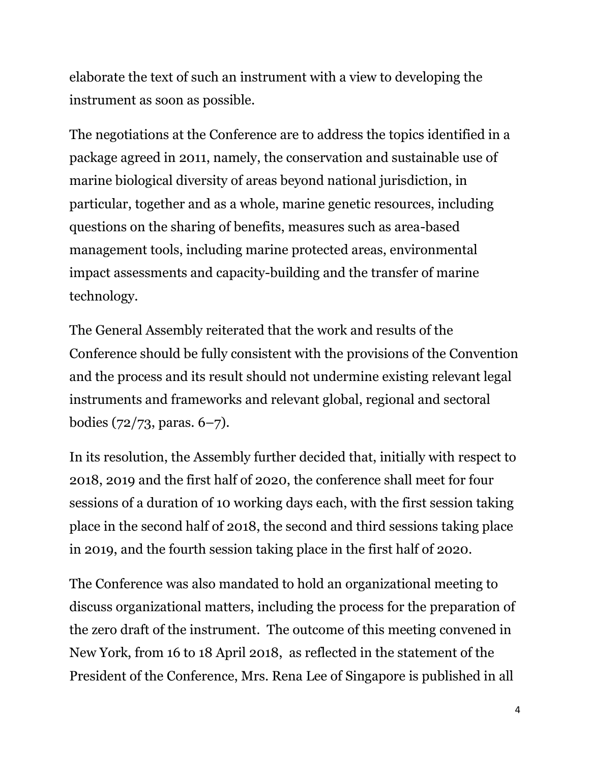elaborate the text of such an instrument with a view to developing the instrument as soon as possible.

The negotiations at the Conference are to address the topics identified in a package agreed in 2011, namely, the conservation and sustainable use of marine biological diversity of areas beyond national jurisdiction, in particular, together and as a whole, marine genetic resources, including questions on the sharing of benefits, measures such as area-based management tools, including marine protected areas, environmental impact assessments and capacity-building and the transfer of marine technology.

The General Assembly reiterated that the work and results of the Conference should be fully consistent with the provisions of the Convention and the process and its result should not undermine existing relevant legal instruments and frameworks and relevant global, regional and sectoral bodies (72/73, paras. 6–7).

In its resolution, the Assembly further decided that, initially with respect to 2018, 2019 and the first half of 2020, the conference shall meet for four sessions of a duration of 10 working days each, with the first session taking place in the second half of 2018, the second and third sessions taking place in 2019, and the fourth session taking place in the first half of 2020.

The Conference was also mandated to hold an organizational meeting to discuss organizational matters, including the process for the preparation of the zero draft of the instrument. The outcome of this meeting convened in New York, from 16 to 18 April 2018, as reflected in the statement of the President of the Conference, Mrs. Rena Lee of Singapore is published in all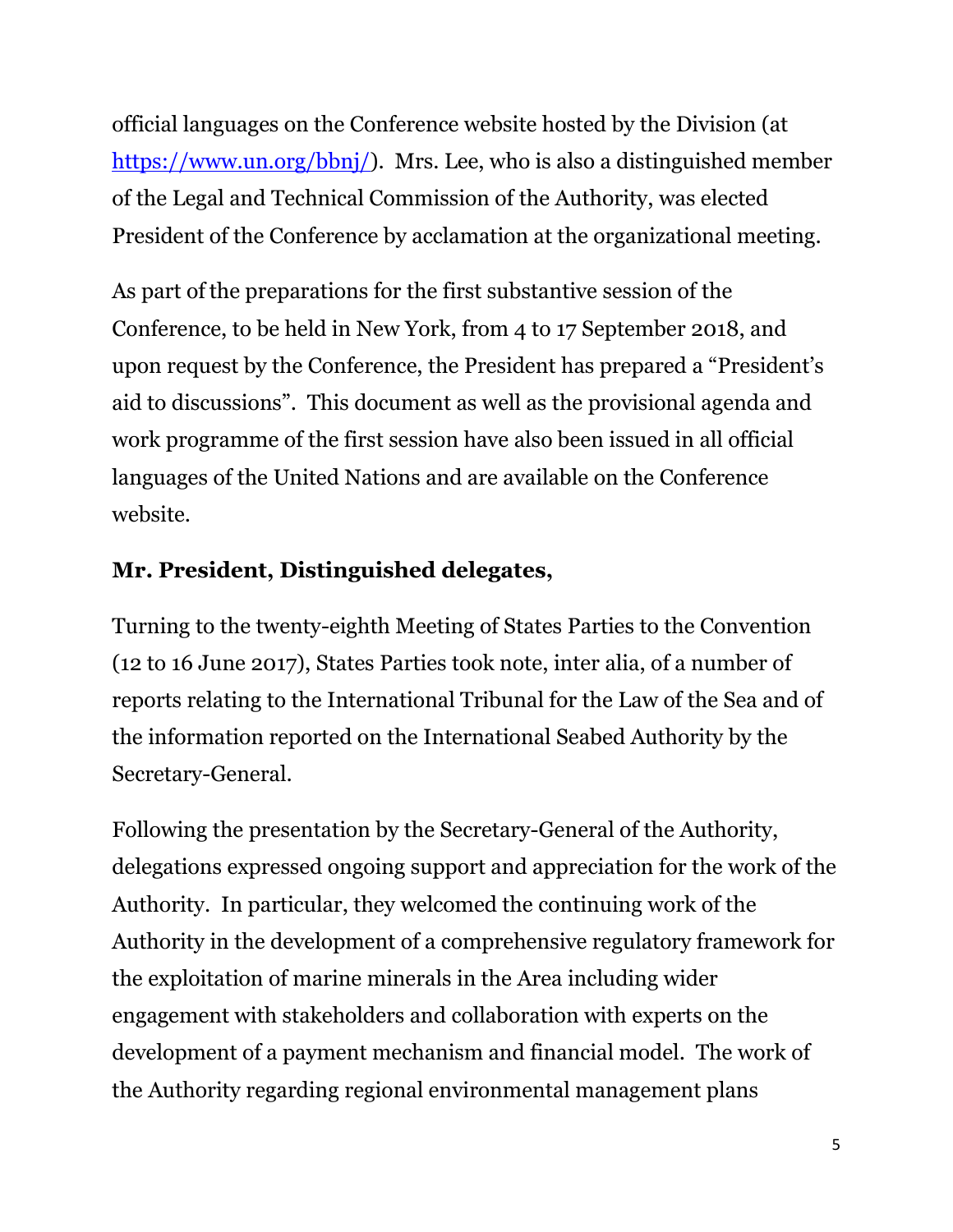official languages on the Conference website hosted by the Division (at https://www.un.org/bbnj/). Mrs. Lee, who is also a distinguished member of the Legal and Technical Commission of the Authority, was elected President of the Conference by acclamation at the organizational meeting.

As part of the preparations for the first substantive session of the Conference, to be held in New York, from 4 to 17 September 2018, and upon request by the Conference, the President has prepared a "President's aid to discussions". This document as well as the provisional agenda and work programme of the first session have also been issued in all official languages of the United Nations and are available on the Conference website.

**Mr. President, Distinguished delegates,**

Turning to the twenty-eighth Meeting of States Parties to the Convention (12 to 16 June 2017), States Parties took note, inter alia, of a number of reports relating to the International Tribunal for the Law of the Sea and of the information reported on the International Seabed Authority by the Secretary-General.

Following the presentation by the Secretary-General of the Authority, delegations expressed ongoing support and appreciation for the work of the Authority. In particular, they welcomed the continuing work of the Authority in the development of a comprehensive regulatory framework for the exploitation of marine minerals in the Area including wider engagement with stakeholders and collaboration with experts on the development of a payment mechanism and financial model. The work of the Authority regarding regional environmental management plans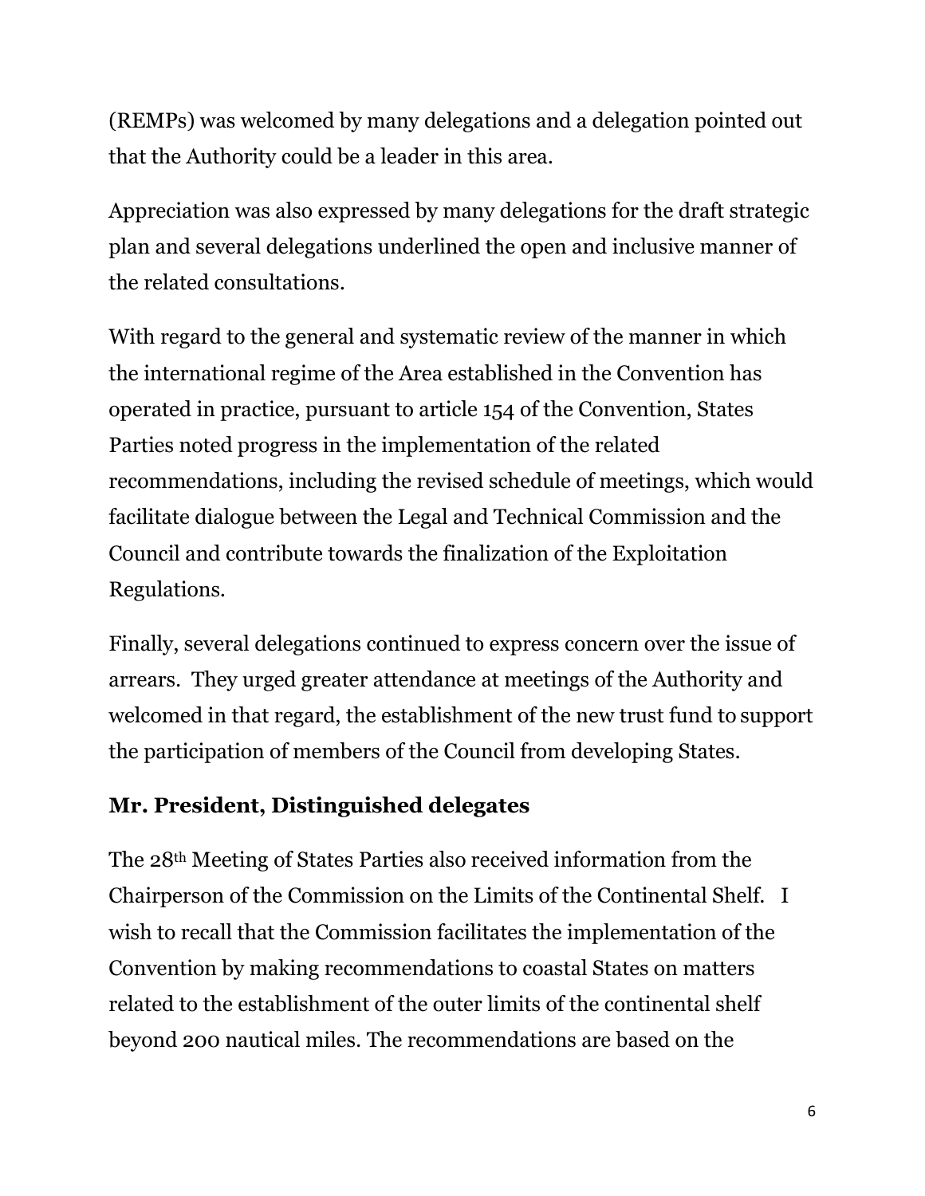(REMPs) was welcomed by many delegations and a delegation pointed out that the Authority could be a leader in this area.

Appreciation was also expressed by many delegations for the draft strategic plan and several delegations underlined the open and inclusive manner of the related consultations.

With regard to the general and systematic review of the manner in which the international regime of the Area established in the Convention has operated in practice, pursuant to article 154 of the Convention, States Parties noted progress in the implementation of the related recommendations, including the revised schedule of meetings, which would facilitate dialogue between the Legal and Technical Commission and the Council and contribute towards the finalization of the Exploitation Regulations.

Finally, several delegations continued to express concern over the issue of arrears. They urged greater attendance at meetings of the Authority and welcomed in that regard, the establishment of the new trust fund to support the participation of members of the Council from developing States.

**Mr. President, Distinguished delegates**

The 28th Meeting of States Parties also received information from the Chairperson of the Commission on the Limits of the Continental Shelf. I wish to recall that the Commission facilitates the implementation of the Convention by making recommendations to coastal States on matters related to the establishment of the outer limits of the continental shelf beyond 200 nautical miles. The recommendations are based on the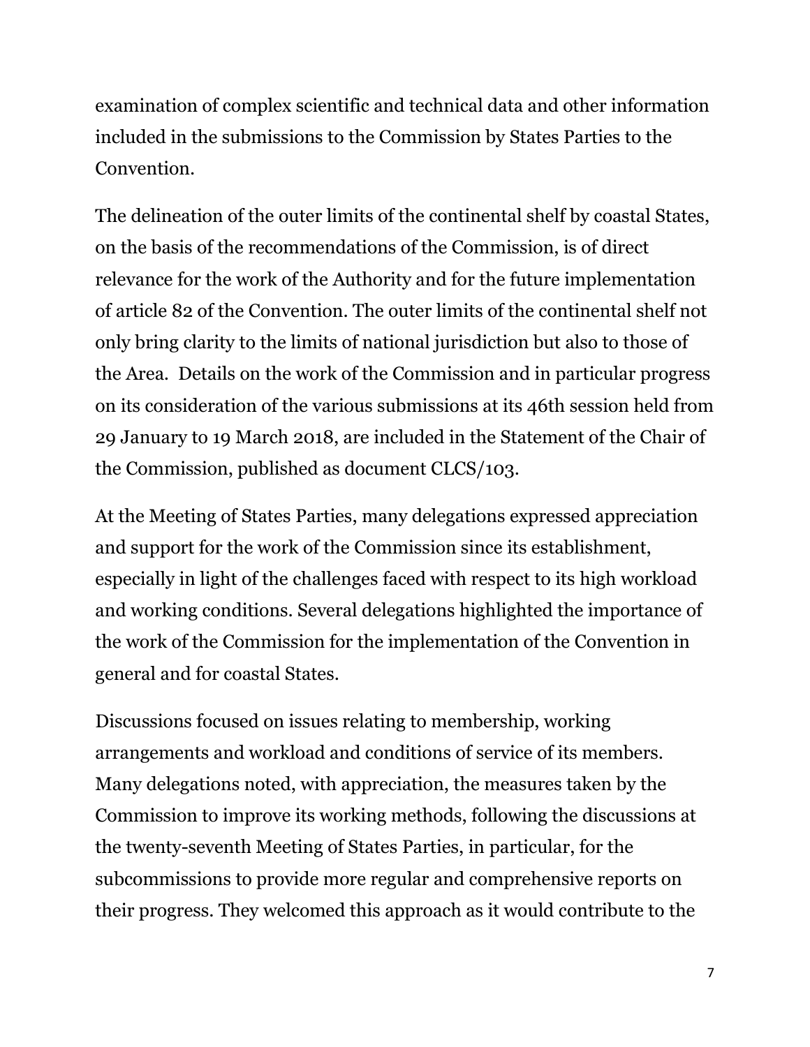examination of complex scientific and technical data and other information included in the submissions to the Commission by States Parties to the Convention.

The delineation of the outer limits of the continental shelf by coastal States, on the basis of the recommendations of the Commission, is of direct relevance for the work of the Authority and for the future implementation of article 82 of the Convention. The outer limits of the continental shelf not only bring clarity to the limits of national jurisdiction but also to those of the Area. Details on the work of the Commission and in particular progress on its consideration of the various submissions at its 46th session held from 29 January to 19 March 2018, are included in the Statement of the Chair of the Commission, published as document CLCS/103.

At the Meeting of States Parties, many delegations expressed appreciation and support for the work of the Commission since its establishment, especially in light of the challenges faced with respect to its high workload and working conditions. Several delegations highlighted the importance of the work of the Commission for the implementation of the Convention in general and for coastal States.

Discussions focused on issues relating to membership, working arrangements and workload and conditions of service of its members. Many delegations noted, with appreciation, the measures taken by the Commission to improve its working methods, following the discussions at the twenty-seventh Meeting of States Parties, in particular, for the subcommissions to provide more regular and comprehensive reports on their progress. They welcomed this approach as it would contribute to the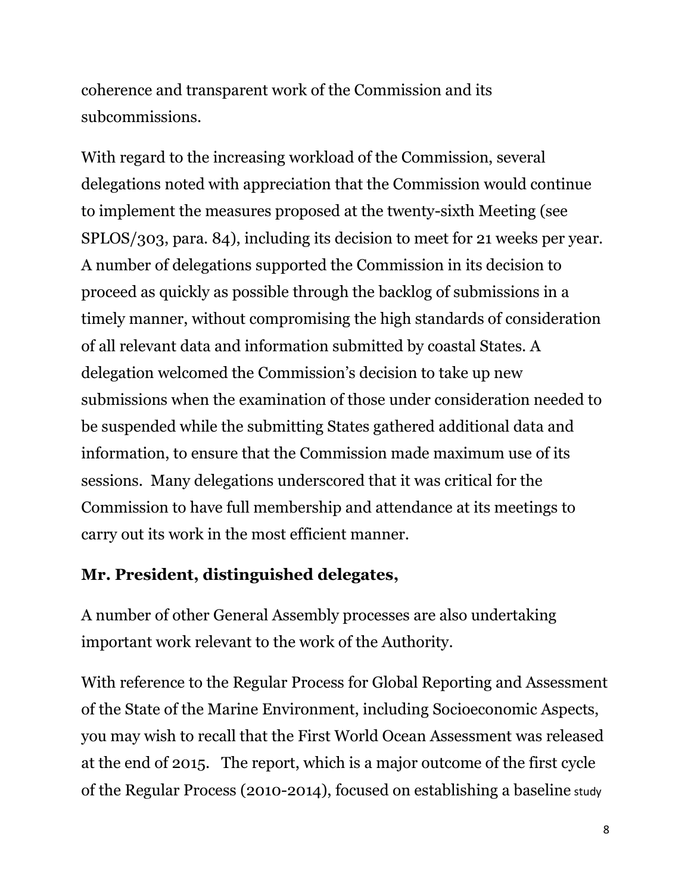coherence and transparent work of the Commission and its subcommissions.

With regard to the increasing workload of the Commission, several delegations noted with appreciation that the Commission would continue to implement the measures proposed at the twenty-sixth Meeting (see SPLOS/303, para. 84), including its decision to meet for 21 weeks per year. A number of delegations supported the Commission in its decision to proceed as quickly as possible through the backlog of submissions in a timely manner, without compromising the high standards of consideration of all relevant data and information submitted by coastal States. A delegation welcomed the Commission's decision to take up new submissions when the examination of those under consideration needed to be suspended while the submitting States gathered additional data and information, to ensure that the Commission made maximum use of its sessions. Many delegations underscored that it was critical for the Commission to have full membership and attendance at its meetings to carry out its work in the most efficient manner.

**Mr. President, distinguished delegates,**

A number of other General Assembly processes are also undertaking important work relevant to the work of the Authority.

With reference to the Regular Process for Global Reporting and Assessment of the State of the Marine Environment, including Socioeconomic Aspects, you may wish to recall that the First World Ocean Assessment was released at the end of 2015. The report, which is a major outcome of the first cycle of the Regular Process (2010-2014), focused on establishing a baseline study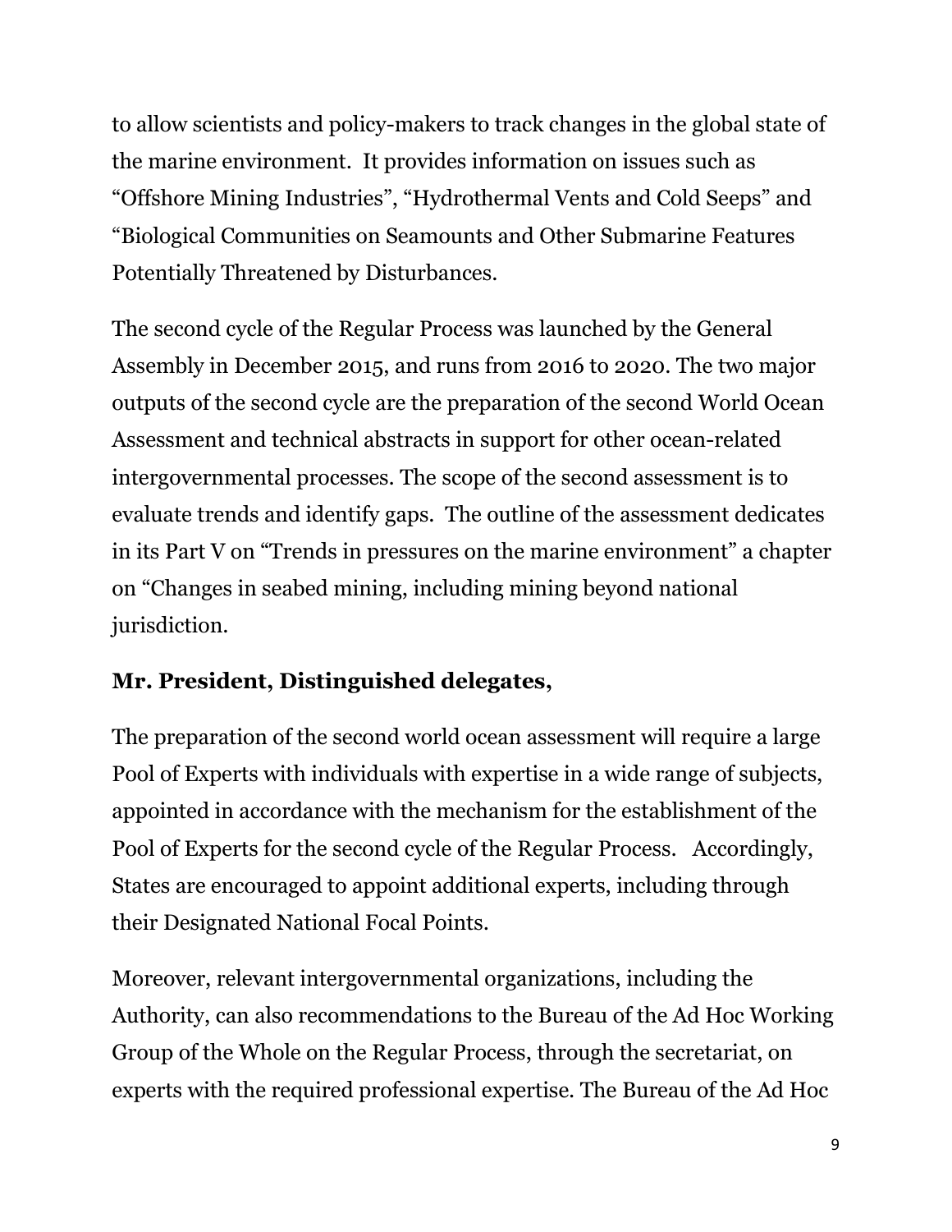to allow scientists and policy-makers to track changes in the global state of the marine environment. It provides information on issues such as "Offshore Mining Industries", "Hydrothermal Vents and Cold Seeps" and "Biological Communities on Seamounts and Other Submarine Features Potentially Threatened by Disturbances.

The second cycle of the Regular Process was launched by the General Assembly in December 2015, and runs from 2016 to 2020. The two major outputs of the second cycle are the preparation of the second World Ocean Assessment and technical abstracts in support for other ocean-related intergovernmental processes. The scope of the second assessment is to evaluate trends and identify gaps. The outline of the assessment dedicates in its Part V on "Trends in pressures on the marine environment" a chapter on "Changes in seabed mining, including mining beyond national jurisdiction.

**Mr. President, Distinguished delegates,**

The preparation of the second world ocean assessment will require a large Pool of Experts with individuals with expertise in a wide range of subjects, appointed in accordance with the mechanism for the establishment of the Pool of Experts for the second cycle of the Regular Process. Accordingly, States are encouraged to appoint additional experts, including through their Designated National Focal Points.

Moreover, relevant intergovernmental organizations, including the Authority, can also recommendations to the Bureau of the Ad Hoc Working Group of the Whole on the Regular Process, through the secretariat, on experts with the required professional expertise. The Bureau of the Ad Hoc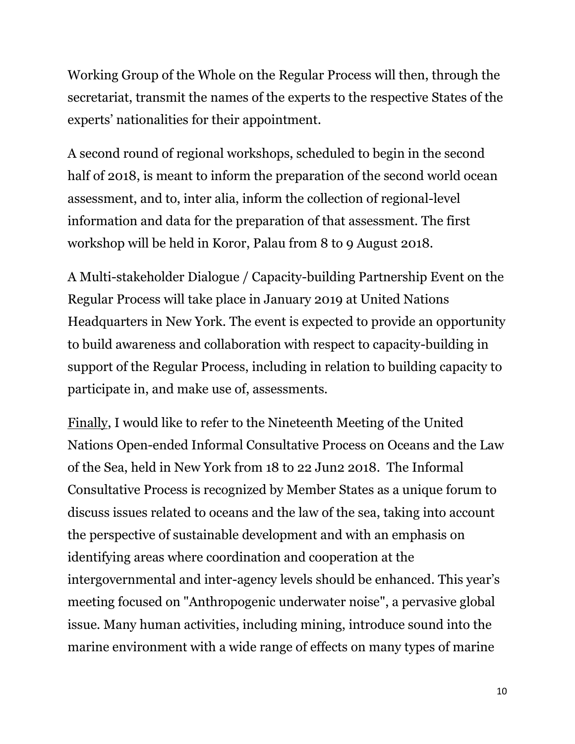Working Group of the Whole on the Regular Process will then, through the secretariat, transmit the names of the experts to the respective States of the experts' nationalities for their appointment.

A second round of regional workshops, scheduled to begin in the second half of 2018, is meant to inform the preparation of the second world ocean assessment, and to, inter alia, inform the collection of regional-level information and data for the preparation of that assessment. The first workshop will be held in Koror, Palau from 8 to 9 August 2018.

A Multi-stakeholder Dialogue / Capacity-building Partnership Event on the Regular Process will take place in January 2019 at United Nations Headquarters in New York. The event is expected to provide an opportunity to build awareness and collaboration with respect to capacity-building in support of the Regular Process, including in relation to building capacity to participate in, and make use of, assessments.

<u>Finally</u>, I would like to refer to the Nineteenth Meeting of the United Nations Open-ended Informal Consultative Process on Oceans and the Law of the Sea, held in New York from 18 to 22 Jun2 2018. The Informal Consultative Process is recognized by Member States as a unique forum to discuss issues related to oceans and the law of the sea, taking into account the perspective of sustainable development and with an emphasis on identifying areas where coordination and cooperation at the intergovernmental and inter-agency levels should be enhanced. This year's meeting focused on "Anthropogenic underwater noise", a pervasive global issue. Many human activities, including mining, introduce sound into the marine environment with a wide range of effects on many types of marine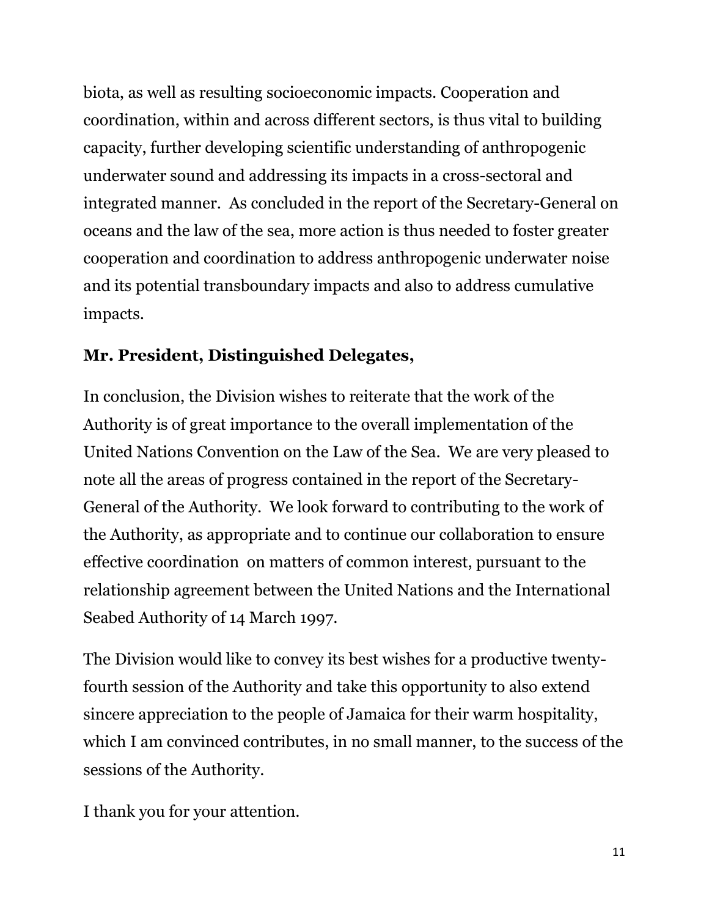biota, as well as resulting socioeconomic impacts. Cooperation and coordination, within and across different sectors, is thus vital to building capacity, further developing scientific understanding of anthropogenic underwater sound and addressing its impacts in a cross-sectoral and integrated manner. As concluded in the report of the Secretary-General on oceans and the law of the sea, more action is thus needed to foster greater cooperation and coordination to address anthropogenic underwater noise and its potential transboundary impacts and also to address cumulative impacts.

**Mr. President, Distinguished Delegates,**

In conclusion, the Division wishes to reiterate that the work of the Authority is of great importance to the overall implementation of the United Nations Convention on the Law of the Sea. We are very pleased to note all the areas of progress contained in the report of the Secretary-General of the Authority. We look forward to contributing to the work of the Authority, as appropriate and to continue our collaboration to ensure effective coordination on matters of common interest, pursuant to the relationship agreement between the United Nations and the International Seabed Authority of 14 March 1997.

The Division would like to convey its best wishes for a productive twenty-fourth session of the Authority and take this opportunity to also extend sincere appreciation to the people of Jamaica for their warm hospitality, which I am convinced contributes, in no small manner, to the success of the sessions of the Authority.

I thank you for your attention.